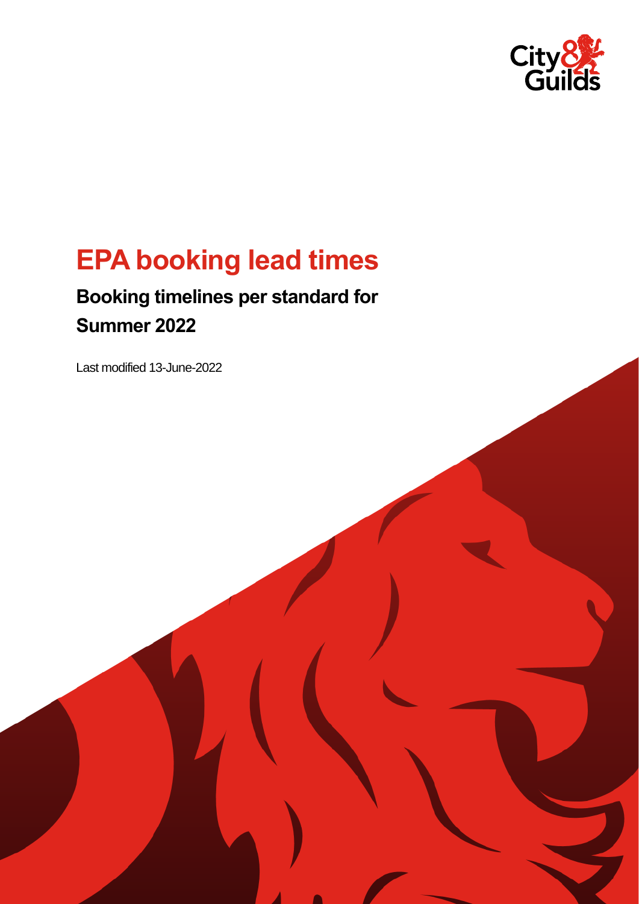# EPA booking lead times

## Booking timelines per standard for Summer 2022

Last modified 13-June-2022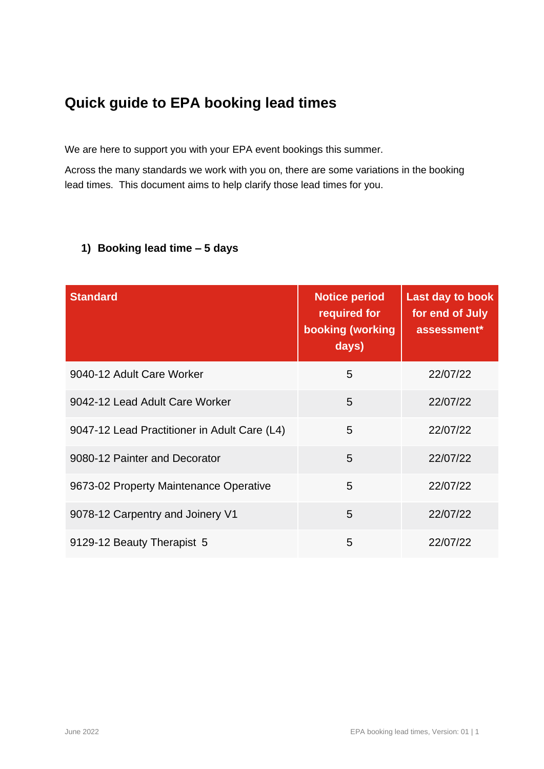# Quick guide to EPA booking lead times

We are here to support you with your EPA event bookings this summer.

Across the many standards we work with you on, there are some variations in the booking lead times.  This document aims to help clarify those lead times for you.

## 1) Booking lead time – 5 days

| Standard | Notice period required for booking (working days) | Last day to book for end of July assessment* |
|---|---|---|
| 9040-12 Adult Care Worker | 5 | 22/07/22 |
| 9042-12 Lead Adult Care Worker | 5 | 22/07/22 |
| 9047-12 Lead Practitioner in Adult Care (L4) | 5 | 22/07/22 |
| 9080-12 Painter and Decorator | 5 | 22/07/22 |
| 9673-02 Property Maintenance Operative | 5 | 22/07/22 |
| 9078-12 Carpentry and Joinery V1 | 5 | 22/07/22 |
| 9129-12 Beauty Therapist  5 | 5 | 22/07/22 |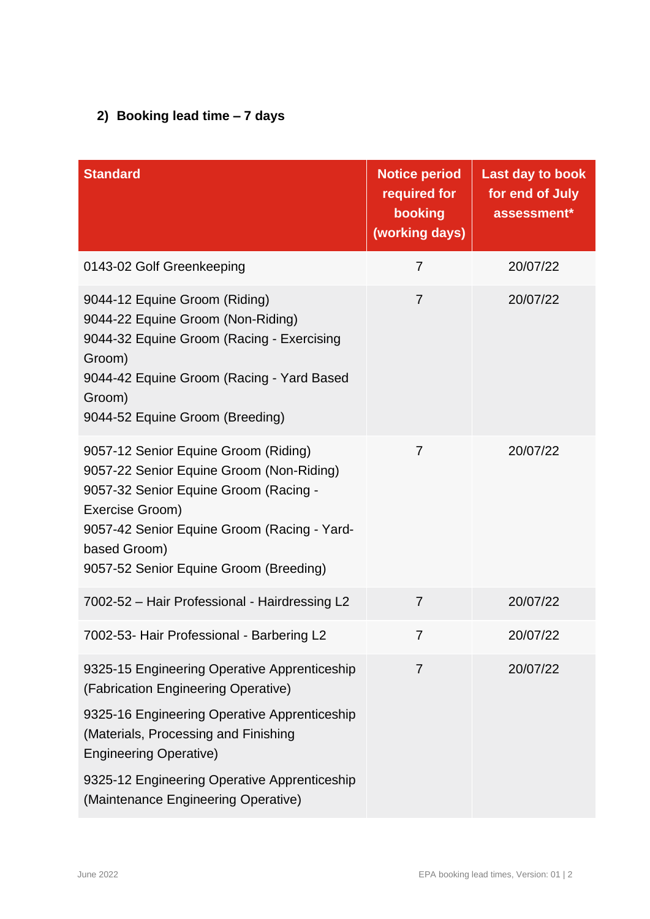## 2) Booking lead time – 7 days

| Standard | Notice period required for booking (working days) | Last day to book for end of July assessment* |
|---|---|---|
| 0143-02 Golf Greenkeeping | 7 | 20/07/22 |
| 9044-12 Equine Groom (Riding)<br>9044-22 Equine Groom (Non-Riding)<br>9044-32 Equine Groom (Racing - Exercising Groom)<br>9044-42 Equine Groom (Racing - Yard Based Groom)<br>9044-52 Equine Groom (Breeding) | 7 | 20/07/22 |
| 9057-12 Senior Equine Groom (Riding)<br>9057-22 Senior Equine Groom (Non-Riding)<br>9057-32 Senior Equine Groom (Racing - Exercise Groom)<br>9057-42 Senior Equine Groom (Racing - Yard-based Groom)<br>9057-52 Senior Equine Groom (Breeding) | 7 | 20/07/22 |
| 7002-52 – Hair Professional - Hairdressing L2 | 7 | 20/07/22 |
| 7002-53- Hair Professional - Barbering L2 | 7 | 20/07/22 |
| 9325-15 Engineering Operative Apprenticeship (Fabrication Engineering Operative)<br>9325-16 Engineering Operative Apprenticeship (Materials, Processing and Finishing Engineering Operative)<br>9325-12 Engineering Operative Apprenticeship (Maintenance Engineering Operative) | 7 | 20/07/22 |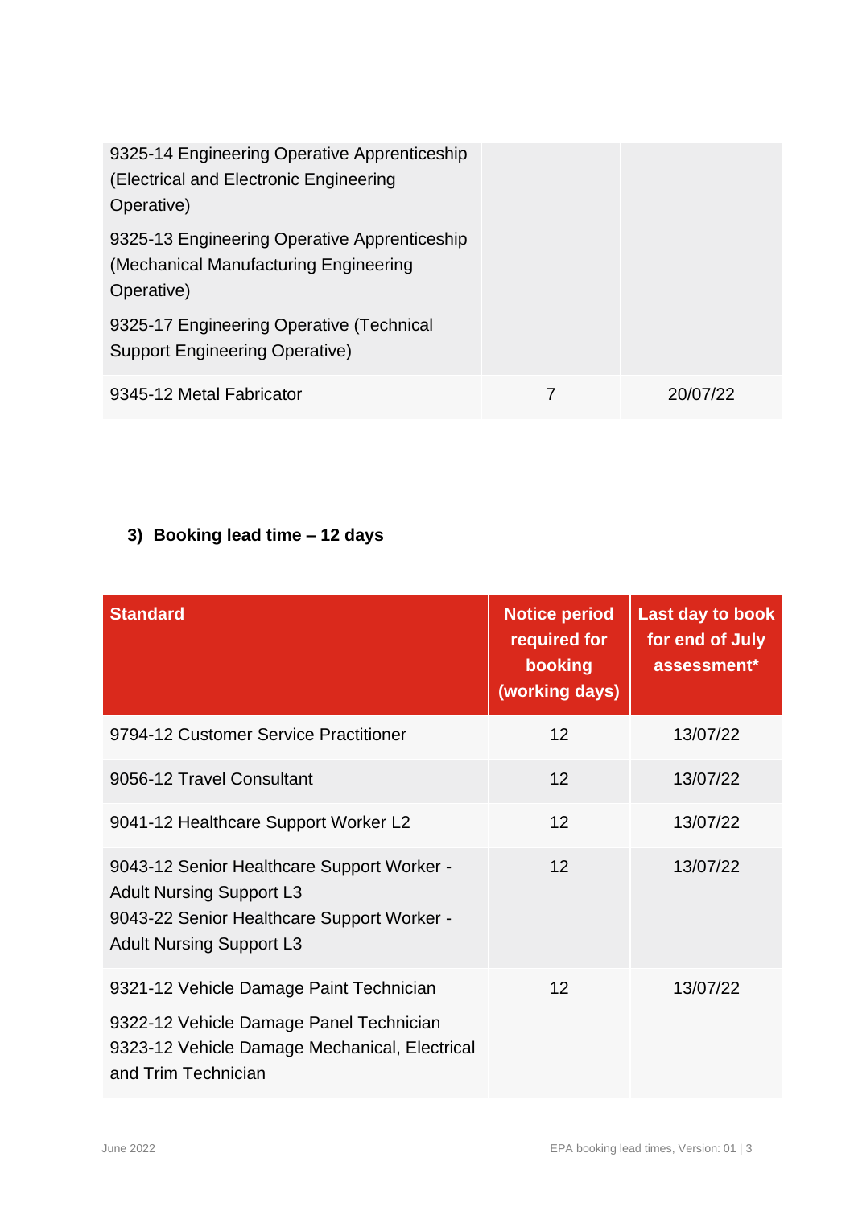| | | |
|---|---|---|
| 9325-14 Engineering Operative Apprenticeship (Electrical and Electronic Engineering Operative)<br>9325-13 Engineering Operative Apprenticeship (Mechanical Manufacturing Engineering Operative)<br>9325-17 Engineering Operative (Technical Support Engineering Operative) | | |
| 9345-12 Metal Fabricator | 7 | 20/07/22 |

### 3) Booking lead time – 12 days

| Standard | Notice period required for booking (working days) | Last day to book for end of July assessment* |
|---|---|---|
| 9794-12 Customer Service Practitioner | 12 | 13/07/22 |
| 9056-12 Travel Consultant | 12 | 13/07/22 |
| 9041-12 Healthcare Support Worker L2 | 12 | 13/07/22 |
| 9043-12 Senior Healthcare Support Worker - Adult Nursing Support L3<br>9043-22 Senior Healthcare Support Worker - Adult Nursing Support L3 | 12 | 13/07/22 |
| 9321-12 Vehicle Damage Paint Technician<br>9322-12 Vehicle Damage Panel Technician<br>9323-12 Vehicle Damage Mechanical, Electrical and Trim Technician | 12 | 13/07/22 |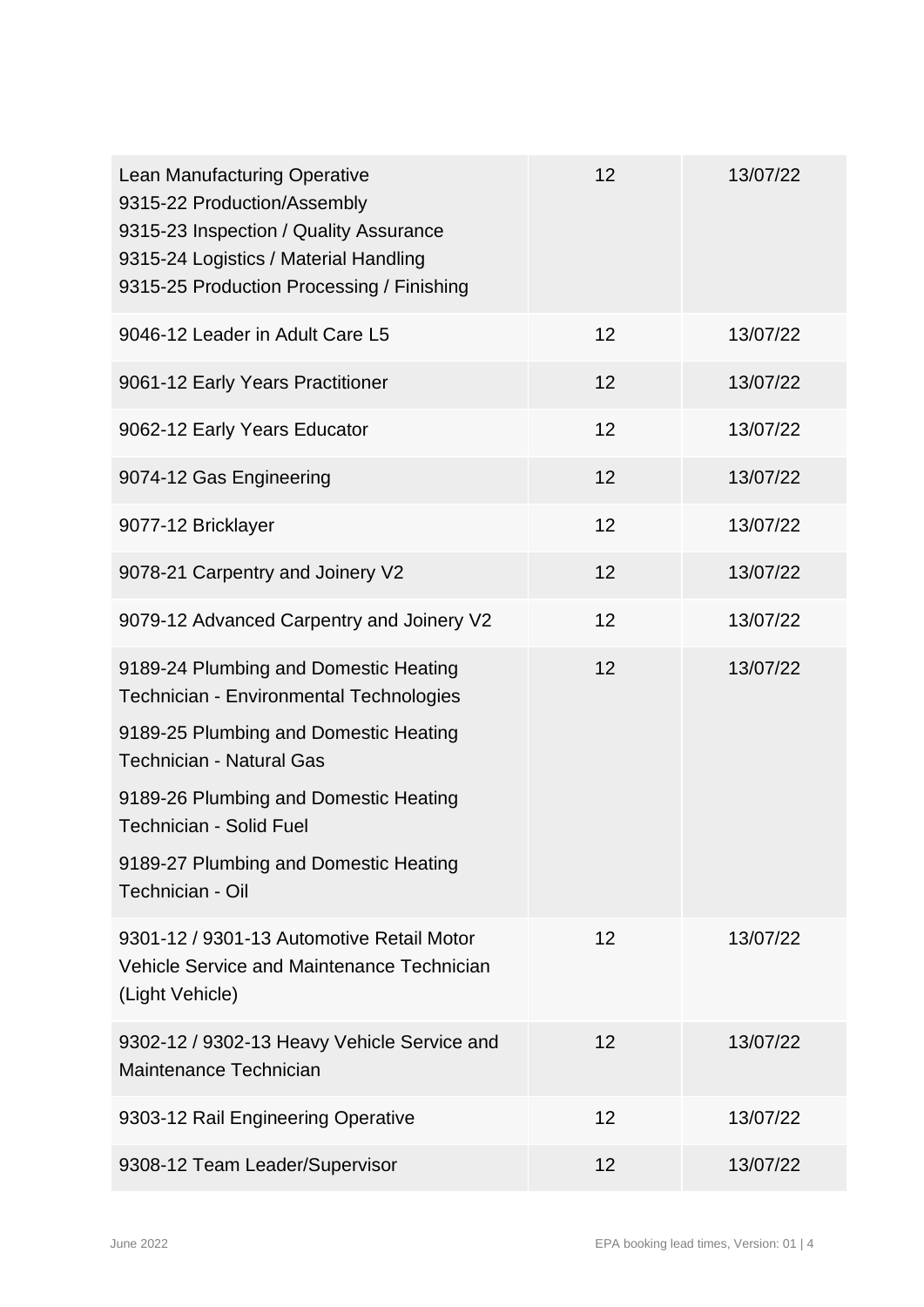| | | |
|---|---|---|
| Lean Manufacturing Operative<br>9315-22 Production/Assembly<br>9315-23 Inspection / Quality Assurance<br>9315-24 Logistics / Material Handling<br>9315-25 Production Processing / Finishing | 12 | 13/07/22 |
| 9046-12 Leader in Adult Care L5 | 12 | 13/07/22 |
| 9061-12 Early Years Practitioner | 12 | 13/07/22 |
| 9062-12 Early Years Educator | 12 | 13/07/22 |
| 9074-12 Gas Engineering | 12 | 13/07/22 |
| 9077-12 Bricklayer | 12 | 13/07/22 |
| 9078-21 Carpentry and Joinery V2 | 12 | 13/07/22 |
| 9079-12 Advanced Carpentry and Joinery V2 | 12 | 13/07/22 |
| 9189-24 Plumbing and Domestic Heating Technician - Environmental Technologies<br>9189-25 Plumbing and Domestic Heating Technician - Natural Gas<br>9189-26 Plumbing and Domestic Heating Technician - Solid Fuel<br>9189-27 Plumbing and Domestic Heating Technician - Oil | 12 | 13/07/22 |
| 9301-12 / 9301-13 Automotive Retail Motor Vehicle Service and Maintenance Technician (Light Vehicle) | 12 | 13/07/22 |
| 9302-12 / 9302-13 Heavy Vehicle Service and Maintenance Technician | 12 | 13/07/22 |
| 9303-12 Rail Engineering Operative | 12 | 13/07/22 |
| 9308-12 Team Leader/Supervisor | 12 | 13/07/22 |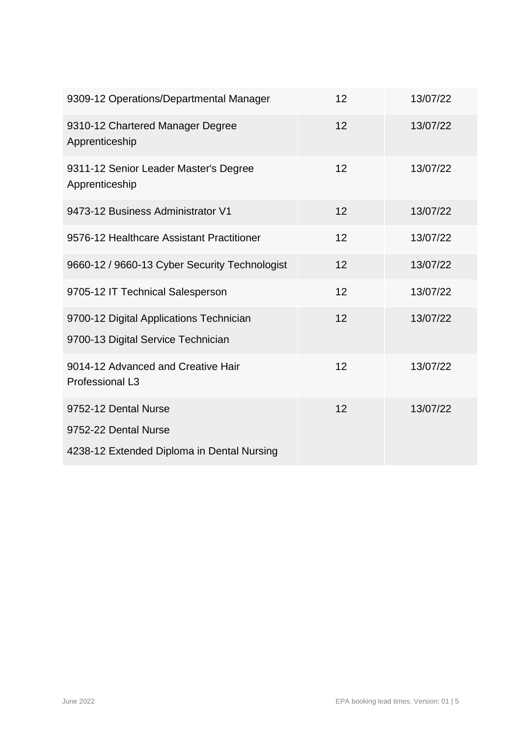| | | |
|---|---|---|
| 9309-12 Operations/Departmental Manager | 12 | 13/07/22 |
| 9310-12 Chartered Manager Degree Apprenticeship | 12 | 13/07/22 |
| 9311-12 Senior Leader Master's Degree Apprenticeship | 12 | 13/07/22 |
| 9473-12 Business Administrator V1 | 12 | 13/07/22 |
| 9576-12 Healthcare Assistant Practitioner | 12 | 13/07/22 |
| 9660-12 / 9660-13 Cyber Security Technologist | 12 | 13/07/22 |
| 9705-12 IT Technical Salesperson | 12 | 13/07/22 |
| 9700-12 Digital Applications Technician<br>9700-13 Digital Service Technician | 12 | 13/07/22 |
| 9014-12 Advanced and Creative Hair Professional L3 | 12 | 13/07/22 |
| 9752-12 Dental Nurse<br>9752-22 Dental Nurse<br>4238-12 Extended Diploma in Dental Nursing | 12 | 13/07/22 |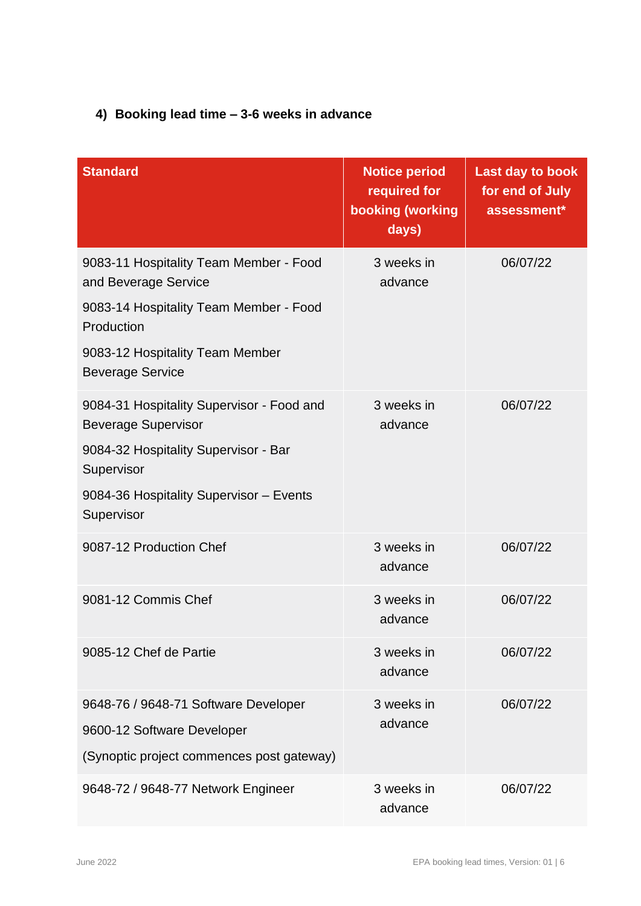#### 4) Booking lead time – 3-6 weeks in advance

| Standard | Notice period required for booking (working days) | Last day to book for end of July assessment* |
|---|---|---|
| 9083-11 Hospitality Team Member - Food and Beverage Service<br>9083-14 Hospitality Team Member - Food Production<br>9083-12 Hospitality Team Member Beverage Service | 3 weeks in advance | 06/07/22 |
| 9084-31 Hospitality Supervisor - Food and Beverage Supervisor<br>9084-32 Hospitality Supervisor - Bar Supervisor<br>9084-36 Hospitality Supervisor – Events Supervisor | 3 weeks in advance | 06/07/22 |
| 9087-12 Production Chef | 3 weeks in advance | 06/07/22 |
| 9081-12 Commis Chef | 3 weeks in advance | 06/07/22 |
| 9085-12 Chef de Partie | 3 weeks in advance | 06/07/22 |
| 9648-76 / 9648-71 Software Developer<br>9600-12 Software Developer<br>(Synoptic project commences post gateway) | 3 weeks in advance | 06/07/22 |
| 9648-72 / 9648-77 Network Engineer | 3 weeks in advance | 06/07/22 |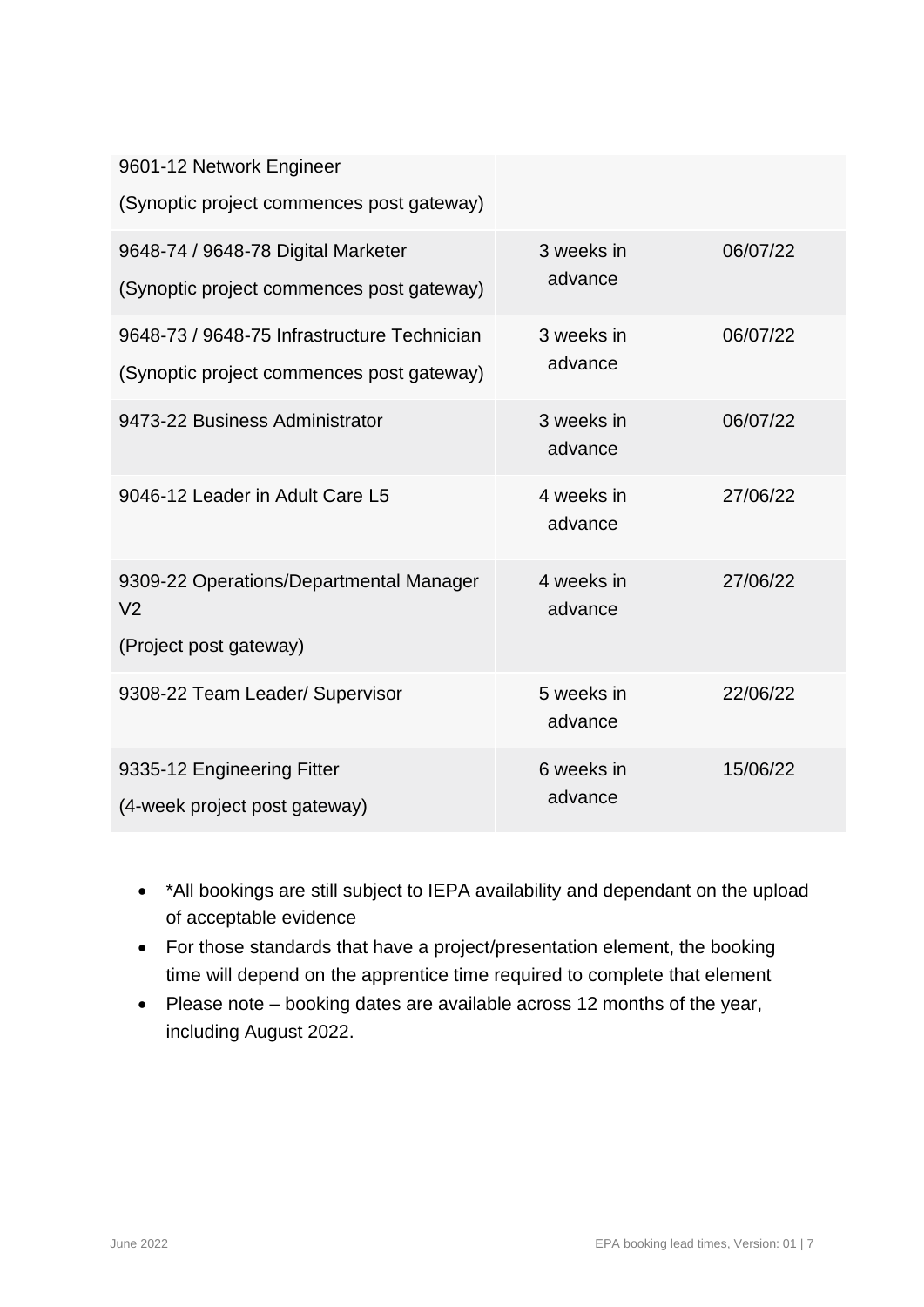| | | |
|---|---|---|
| 9601-12 Network Engineer<br>(Synoptic project commences post gateway) | | |
| 9648-74 / 9648-78 Digital Marketer<br>(Synoptic project commences post gateway) | 3 weeks in advance | 06/07/22 |
| 9648-73 / 9648-75 Infrastructure Technician<br>(Synoptic project commences post gateway) | 3 weeks in advance | 06/07/22 |
| 9473-22 Business Administrator | 3 weeks in advance | 06/07/22 |
| 9046-12 Leader in Adult Care L5 | 4 weeks in advance | 27/06/22 |
| 9309-22 Operations/Departmental Manager V2<br>(Project post gateway) | 4 weeks in advance | 27/06/22 |
| 9308-22 Team Leader/ Supervisor | 5 weeks in advance | 22/06/22 |
| 9335-12 Engineering Fitter<br>(4-week project post gateway) | 6 weeks in advance | 15/06/22 |

- *All bookings are still subject to IEPA availability and dependant on the upload of acceptable evidence
- For those standards that have a project/presentation element, the booking time will depend on the apprentice time required to complete that element
- Please note – booking dates are available across 12 months of the year, including August 2022.